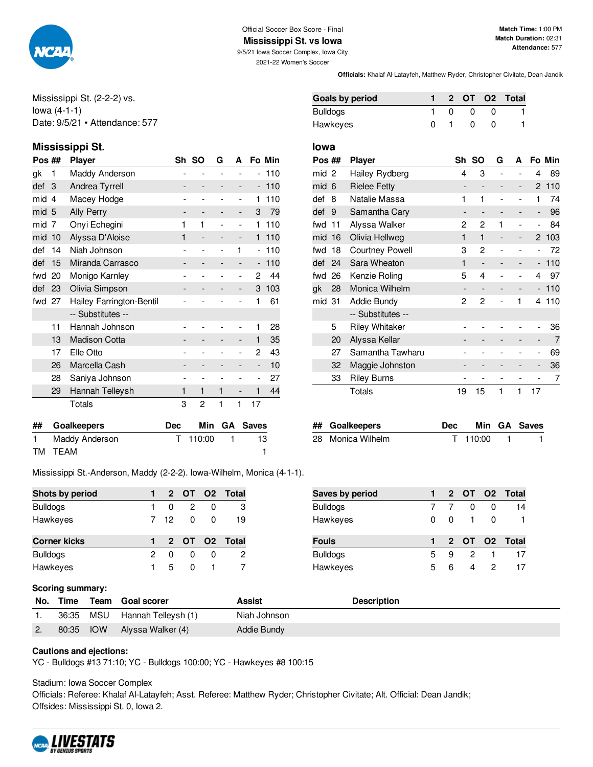Official Soccer Box Score - Final

# Mississippi St. vs Iowa

9/5/21 Iowa Soccer Complex, Iowa City
2021-22 Women's Soccer

**Match Time:** 1:00 PM
**Match Duration:** 02:31
**Attendance:** 577

**Officials:** Khalaf Al-Latayfeh, Matthew Ryder, Christopher Civitate, Dean Jandik

Mississippi St. (2-2-2) vs.
Iowa (4-1-1)
Date: 9/5/21 • Attendance: 577

| Goals by period | 1 | 2 | OT | O2 | Total |
|---|---|---|---|---|---|
| Bulldogs | 1 | 0 | 0 | 0 | 1 |
| Hawkeyes | 0 | 1 | 0 | 0 | 1 |

## Mississippi St.

| Pos | ## | Player | Sh | SO | G | A | Fo | Min |
|---|---|---|---|---|---|---|---|---|
| gk | 1 | Maddy Anderson | - | - | - | - | - | 110 |
| def | 3 | Andrea Tyrrell | - | - | - | - | - | 110 |
| mid | 4 | Macey Hodge | - | - | - | - | 1 | 110 |
| mid | 5 | Ally Perry | - | - | - | - | 3 | 79 |
| mid | 7 | Onyi Echegini | 1 | 1 | - | - | 1 | 110 |
| mid | 10 | Alyssa D'Aloise | 1 | - | - | - | 1 | 110 |
| def | 14 | Niah Johnson | - | - | - | 1 | - | 110 |
| def | 15 | Miranda Carrasco | - | - | - | - | - | 110 |
| fwd | 20 | Monigo Karnley | - | - | - | - | 2 | 44 |
| def | 23 | Olivia Simpson | - | - | - | - | 3 | 103 |
| fwd | 27 | Hailey Farrington-Bentil | - | - | - | - | 1 | 61 |
| | | -- Substitutes -- | | | | | | |
| | 11 | Hannah Johnson | - | - | - | - | 1 | 28 |
| | 13 | Madison Cotta | - | - | - | - | 1 | 35 |
| | 17 | Elle Otto | - | - | - | - | 2 | 43 |
| | 26 | Marcella Cash | - | - | - | - | - | 10 |
| | 28 | Saniya Johnson | - | - | - | - | - | 27 |
| | 29 | Hannah Telleysh | 1 | 1 | 1 | - | 1 | 44 |
| | | Totals | 3 | 2 | 1 | 1 | 17 | |

| ## | Goalkeepers | Dec | Min | GA | Saves |
|---|---|---|---|---|---|
| 1 | Maddy Anderson | T | 110:00 | 1 | 13 |
| TM | TEAM | | | | 1 |

## Iowa

| Pos | ## | Player | Sh | SO | G | A | Fo | Min |
|---|---|---|---|---|---|---|---|---|
| mid | 2 | Hailey Rydberg | 4 | 3 | - | - | 4 | 89 |
| mid | 6 | Rielee Fetty | - | - | - | - | 2 | 110 |
| def | 8 | Natalie Massa | 1 | 1 | - | - | 1 | 74 |
| def | 9 | Samantha Cary | - | - | - | - | - | 96 |
| fwd | 11 | Alyssa Walker | 2 | 2 | 1 | - | - | 84 |
| mid | 16 | Olivia Hellweg | 1 | 1 | - | - | 2 | 103 |
| fwd | 18 | Courtney Powell | 3 | 2 | - | - | - | 72 |
| def | 24 | Sara Wheaton | 1 | - | - | - | - | 110 |
| fwd | 26 | Kenzie Roling | 5 | 4 | - | - | 4 | 97 |
| gk | 28 | Monica Wilhelm | - | - | - | - | - | 110 |
| mid | 31 | Addie Bundy | 2 | 2 | - | 1 | 4 | 110 |
| | | -- Substitutes -- | | | | | | |
| | 5 | Riley Whitaker | - | - | - | - | - | 36 |
| | 20 | Alyssa Kellar | - | - | - | - | - | 7 |
| | 27 | Samantha Tawharu | - | - | - | - | - | 69 |
| | 32 | Maggie Johnston | - | - | - | - | - | 36 |
| | 33 | Riley Burns | - | - | - | - | - | 7 |
| | | Totals | 19 | 15 | 1 | 1 | 17 | |

| ## | Goalkeepers | Dec | Min | GA | Saves |
|---|---|---|---|---|---|
| 28 | Monica Wilhelm | T | 110:00 | 1 | 1 |

Mississippi St.-Anderson, Maddy (2-2-2). Iowa-Wilhelm, Monica (4-1-1).

| Shots by period | 1 | 2 | OT | O2 | Total |
|---|---|---|---|---|---|
| Bulldogs | 1 | 0 | 2 | 0 | 3 |
| Hawkeyes | 7 | 12 | 0 | 0 | 19 |

| Saves by period | 1 | 2 | OT | O2 | Total |
|---|---|---|---|---|---|
| Bulldogs | 7 | 7 | 0 | 0 | 14 |
| Hawkeyes | 0 | 0 | 1 | 0 | 1 |

| Corner kicks | 1 | 2 | OT | O2 | Total |
|---|---|---|---|---|---|
| Bulldogs | 2 | 0 | 0 | 0 | 2 |
| Hawkeyes | 1 | 5 | 0 | 1 | 7 |

| Fouls | 1 | 2 | OT | O2 | Total |
|---|---|---|---|---|---|
| Bulldogs | 5 | 9 | 2 | 1 | 17 |
| Hawkeyes | 5 | 6 | 4 | 2 | 17 |

**Scoring summary:**

| No. | Time | Team | Goal scorer | Assist | Description |
|---|---|---|---|---|---|
| 1. | 36:35 | MSU | Hannah Telleysh (1) | Niah Johnson | |
| 2. | 80:35 | IOW | Alyssa Walker (4) | Addie Bundy | |

**Cautions and ejections:**
YC - Bulldogs #13 71:10; YC - Bulldogs 100:00; YC - Hawkeyes #8 100:15

Stadium: Iowa Soccer Complex
Officials: Referee: Khalaf Al-Latayfeh; Asst. Referee: Matthew Ryder; Christopher Civitate; Alt. Official: Dean Jandik;
Offsides: Mississippi St. 0, Iowa 2.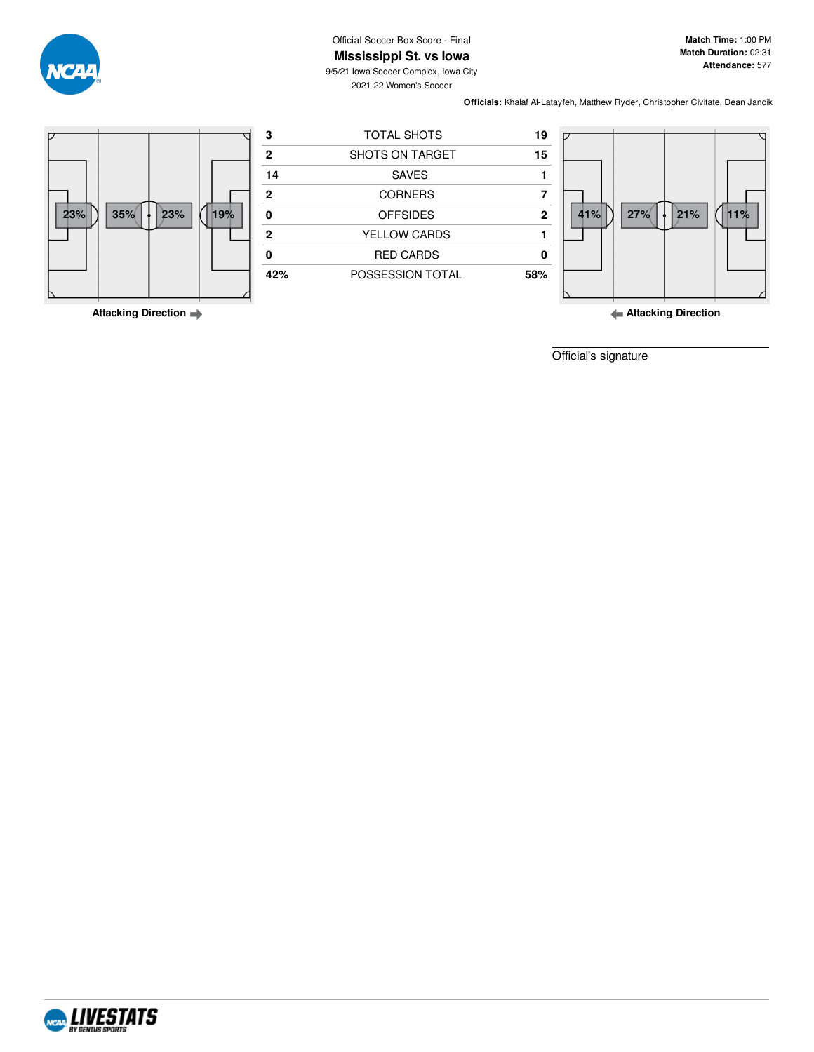Official Soccer Box Score - Final

# Mississippi St. vs Iowa

9/5/21 Iowa Soccer Complex, Iowa City

2021-22 Women's Soccer

**Match Time:** 1:00 PM
**Match Duration:** 02:31
**Attendance:** 577

**Officials:** Khalaf Al-Latayfeh, Matthew Ryder, Christopher Civitate, Dean Jandik

Mississippi St. field zones: 23% | 35% | 23% | 19%

Attacking Direction →

| Mississippi St. | | Iowa |
|---|---|---|
| 3 | TOTAL SHOTS | 19 |
| 2 | SHOTS ON TARGET | 15 |
| 14 | SAVES | 1 |
| 2 | CORNERS | 7 |
| 0 | OFFSIDES | 2 |
| 2 | YELLOW CARDS | 1 |
| 0 | RED CARDS | 0 |
| 42% | POSSESSION TOTAL | 58% |

Iowa field zones: 41% | 27% | 21% | 11%

← Attacking Direction

Official's signature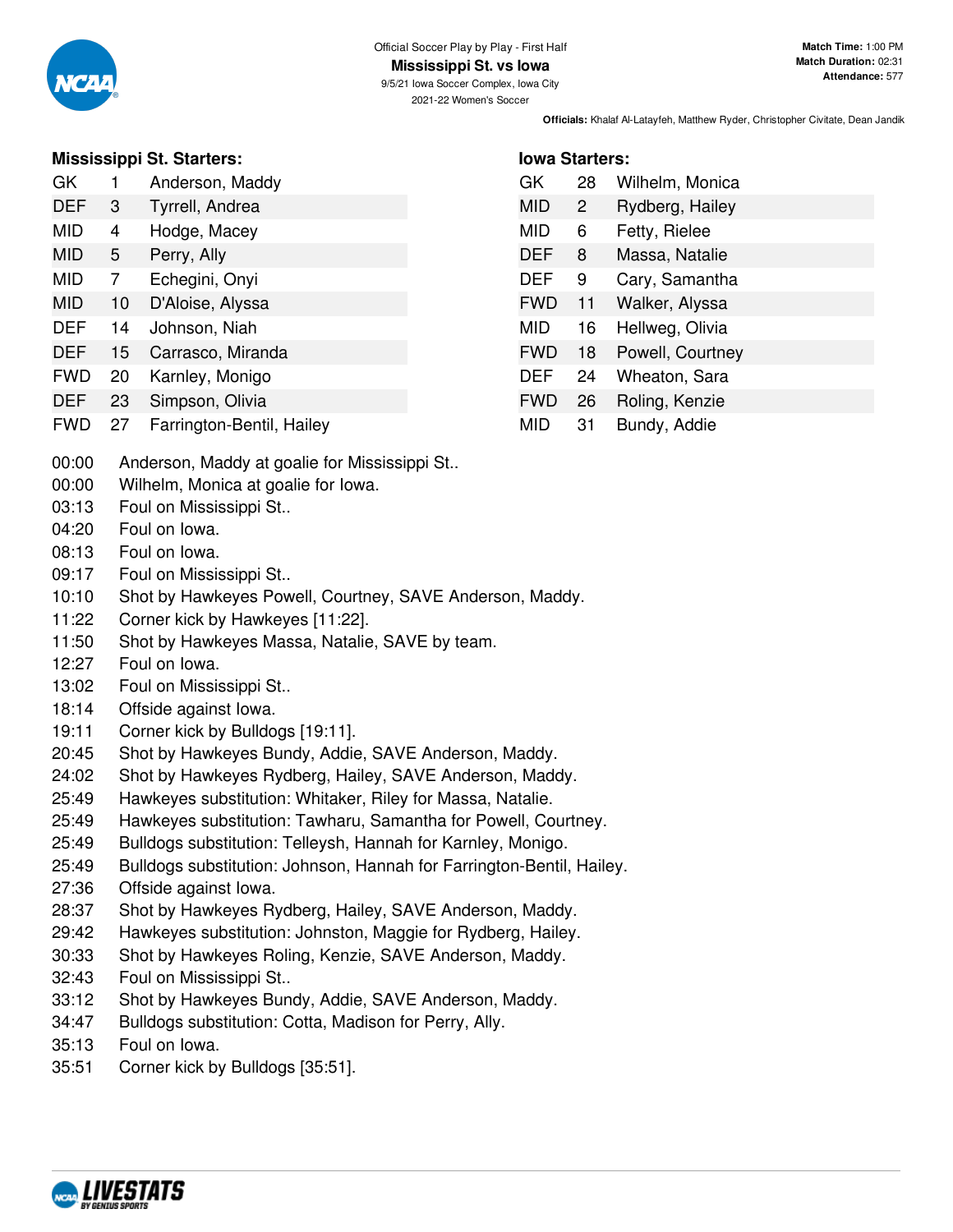Official Soccer Play by Play - First Half

**Mississippi St. vs Iowa**

9/5/21 Iowa Soccer Complex, Iowa City

2021-22 Women's Soccer

**Match Time:** 1:00 PM
**Match Duration:** 02:31
**Attendance:** 577

**Officials:** Khalaf Al-Latayfeh, Matthew Ryder, Christopher Civitate, Dean Jandik

### Mississippi St. Starters:

| | | |
|---|---|---|
| GK | 1 | Anderson, Maddy |
| DEF | 3 | Tyrrell, Andrea |
| MID | 4 | Hodge, Macey |
| MID | 5 | Perry, Ally |
| MID | 7 | Echegini, Onyi |
| MID | 10 | D'Aloise, Alyssa |
| DEF | 14 | Johnson, Niah |
| DEF | 15 | Carrasco, Miranda |
| FWD | 20 | Karnley, Monigo |
| DEF | 23 | Simpson, Olivia |
| FWD | 27 | Farrington-Bentil, Hailey |

### Iowa Starters:

| | | |
|---|---|---|
| GK | 28 | Wilhelm, Monica |
| MID | 2 | Rydberg, Hailey |
| MID | 6 | Fetty, Rielee |
| DEF | 8 | Massa, Natalie |
| DEF | 9 | Cary, Samantha |
| FWD | 11 | Walker, Alyssa |
| MID | 16 | Hellweg, Olivia |
| FWD | 18 | Powell, Courtney |
| DEF | 24 | Wheaton, Sara |
| FWD | 26 | Roling, Kenzie |
| MID | 31 | Bundy, Addie |

| | |
|---|---|
| 00:00 | Anderson, Maddy at goalie for Mississippi St.. |
| 00:00 | Wilhelm, Monica at goalie for Iowa. |
| 03:13 | Foul on Mississippi St.. |
| 04:20 | Foul on Iowa. |
| 08:13 | Foul on Iowa. |
| 09:17 | Foul on Mississippi St.. |
| 10:10 | Shot by Hawkeyes Powell, Courtney, SAVE Anderson, Maddy. |
| 11:22 | Corner kick by Hawkeyes [11:22]. |
| 11:50 | Shot by Hawkeyes Massa, Natalie, SAVE by team. |
| 12:27 | Foul on Iowa. |
| 13:02 | Foul on Mississippi St.. |
| 18:14 | Offside against Iowa. |
| 19:11 | Corner kick by Bulldogs [19:11]. |
| 20:45 | Shot by Hawkeyes Bundy, Addie, SAVE Anderson, Maddy. |
| 24:02 | Shot by Hawkeyes Rydberg, Hailey, SAVE Anderson, Maddy. |
| 25:49 | Hawkeyes substitution: Whitaker, Riley for Massa, Natalie. |
| 25:49 | Hawkeyes substitution: Tawharu, Samantha for Powell, Courtney. |
| 25:49 | Bulldogs substitution: Telleysh, Hannah for Karnley, Monigo. |
| 25:49 | Bulldogs substitution: Johnson, Hannah for Farrington-Bentil, Hailey. |
| 27:36 | Offside against Iowa. |
| 28:37 | Shot by Hawkeyes Rydberg, Hailey, SAVE Anderson, Maddy. |
| 29:42 | Hawkeyes substitution: Johnston, Maggie for Rydberg, Hailey. |
| 30:33 | Shot by Hawkeyes Roling, Kenzie, SAVE Anderson, Maddy. |
| 32:43 | Foul on Mississippi St.. |
| 33:12 | Shot by Hawkeyes Bundy, Addie, SAVE Anderson, Maddy. |
| 34:47 | Bulldogs substitution: Cotta, Madison for Perry, Ally. |
| 35:13 | Foul on Iowa. |
| 35:51 | Corner kick by Bulldogs [35:51]. |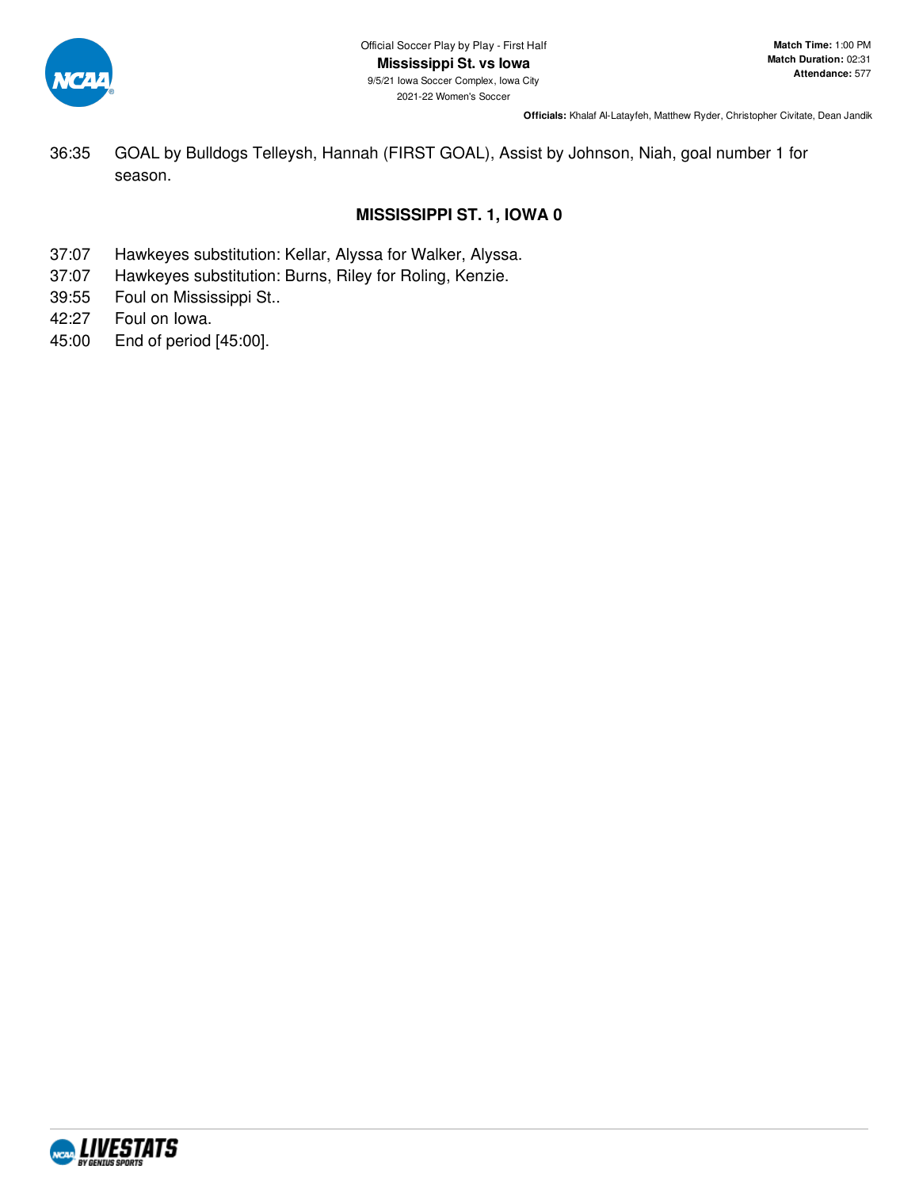36:35 GOAL by Bulldogs Telleysh, Hannah (FIRST GOAL), Assist by Johnson, Niah, goal number 1 for season.

**MISSISSIPPI ST. 1, IOWA 0**

37:07 Hawkeyes substitution: Kellar, Alyssa for Walker, Alyssa.
37:07 Hawkeyes substitution: Burns, Riley for Roling, Kenzie.
39:55 Foul on Mississippi St..
42:27 Foul on Iowa.
45:00 End of period [45:00].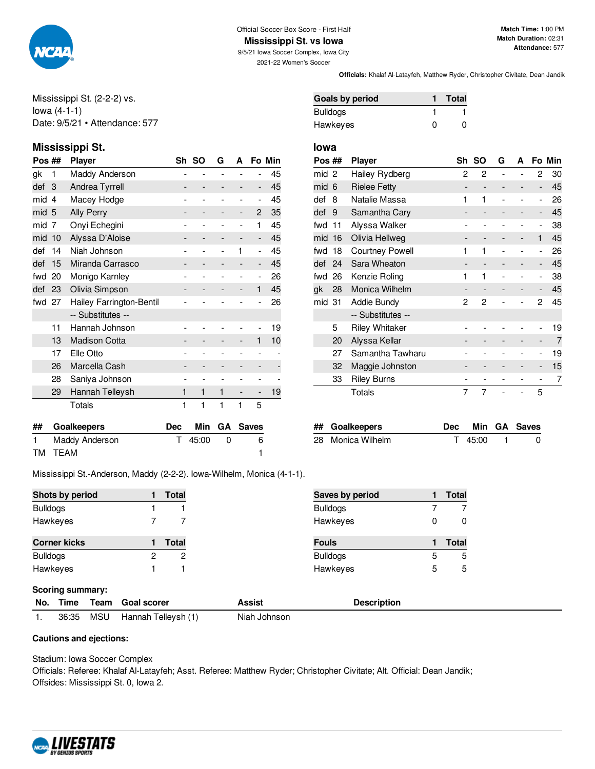Official Soccer Box Score - First Half

# Mississippi St. vs Iowa

9/5/21 Iowa Soccer Complex, Iowa City

2021-22 Women's Soccer

**Match Time:** 1:00 PM
**Match Duration:** 02:31
**Attendance:** 577

**Officials:** Khalaf Al-Latayfeh, Matthew Ryder, Christopher Civitate, Dean Jandik

Mississippi St. (2-2-2) vs.
Iowa (4-1-1)
Date: 9/5/21 • Attendance: 577

| Goals by period | 1 | Total |
|---|---|---|
| Bulldogs | 1 | 1 |
| Hawkeyes | 0 | 0 |

## Mississippi St.

| Pos | ## | Player | Sh | SO | G | A | Fo | Min |
|---|---|---|---|---|---|---|---|---|
| gk | 1 | Maddy Anderson | - | - | - | - | - | 45 |
| def | 3 | Andrea Tyrrell | - | - | - | - | - | 45 |
| mid | 4 | Macey Hodge | - | - | - | - | - | 45 |
| mid | 5 | Ally Perry | - | - | - | - | 2 | 35 |
| mid | 7 | Onyi Echegini | - | - | - | - | 1 | 45 |
| mid | 10 | Alyssa D'Aloise | - | - | - | - | - | 45 |
| def | 14 | Niah Johnson | - | - | - | 1 | - | 45 |
| def | 15 | Miranda Carrasco | - | - | - | - | - | 45 |
| fwd | 20 | Monigo Karnley | - | - | - | - | - | 26 |
| def | 23 | Olivia Simpson | - | - | - | - | 1 | 45 |
| fwd | 27 | Hailey Farrington-Bentil | - | - | - | - | - | 26 |
| | | -- Substitutes -- | | | | | | |
| | 11 | Hannah Johnson | - | - | - | - | - | 19 |
| | 13 | Madison Cotta | - | - | - | - | 1 | 10 |
| | 17 | Elle Otto | - | - | - | - | - | - |
| | 26 | Marcella Cash | - | - | - | - | - | - |
| | 28 | Saniya Johnson | - | - | - | - | - | - |
| | 29 | Hannah Telleysh | 1 | 1 | 1 | - | - | 19 |
| | | Totals | 1 | 1 | 1 | 1 | 5 | |

| ## | Goalkeepers | Dec | Min | GA | Saves |
|---|---|---|---|---|---|
| 1 | Maddy Anderson | T | 45:00 | 0 | 6 |
| TM | TEAM | | | | 1 |

## Iowa

| Pos | ## | Player | Sh | SO | G | A | Fo | Min |
|---|---|---|---|---|---|---|---|---|
| mid | 2 | Hailey Rydberg | 2 | 2 | - | - | 2 | 30 |
| mid | 6 | Rielee Fetty | - | - | - | - | - | 45 |
| def | 8 | Natalie Massa | 1 | 1 | - | - | - | 26 |
| def | 9 | Samantha Cary | - | - | - | - | - | 45 |
| fwd | 11 | Alyssa Walker | - | - | - | - | - | 38 |
| mid | 16 | Olivia Hellweg | - | - | - | - | 1 | 45 |
| fwd | 18 | Courtney Powell | 1 | 1 | - | - | - | 26 |
| def | 24 | Sara Wheaton | - | - | - | - | - | 45 |
| fwd | 26 | Kenzie Roling | 1 | 1 | - | - | - | 38 |
| gk | 28 | Monica Wilhelm | - | - | - | - | - | 45 |
| mid | 31 | Addie Bundy | 2 | 2 | - | - | 2 | 45 |
| | | -- Substitutes -- | | | | | | |
| | 5 | Riley Whitaker | - | - | - | - | - | 19 |
| | 20 | Alyssa Kellar | - | - | - | - | - | 7 |
| | 27 | Samantha Tawharu | - | - | - | - | - | 19 |
| | 32 | Maggie Johnston | - | - | - | - | - | 15 |
| | 33 | Riley Burns | - | - | - | - | - | 7 |
| | | Totals | 7 | 7 | - | - | 5 | |

| ## | Goalkeepers | Dec | Min | GA | Saves |
|---|---|---|---|---|---|
| 28 | Monica Wilhelm | T | 45:00 | 1 | 0 |

Mississippi St.-Anderson, Maddy (2-2-2). Iowa-Wilhelm, Monica (4-1-1).

| Shots by period | 1 | Total |
|---|---|---|
| Bulldogs | 1 | 1 |
| Hawkeyes | 7 | 7 |

| Saves by period | 1 | Total |
|---|---|---|
| Bulldogs | 7 | 7 |
| Hawkeyes | 0 | 0 |

| Corner kicks | 1 | Total |
|---|---|---|
| Bulldogs | 2 | 2 |
| Hawkeyes | 1 | 1 |

| Fouls | 1 | Total |
|---|---|---|
| Bulldogs | 5 | 5 |
| Hawkeyes | 5 | 5 |

**Scoring summary:**

| No. | Time | Team | Goal scorer | Assist | Description |
|---|---|---|---|---|---|
| 1. | 36:35 | MSU | Hannah Telleysh (1) | Niah Johnson | |

**Cautions and ejections:**

Stadium: Iowa Soccer Complex
Officials: Referee: Khalaf Al-Latayfeh; Asst. Referee: Matthew Ryder; Christopher Civitate; Alt. Official: Dean Jandik;
Offsides: Mississippi St. 0, Iowa 2.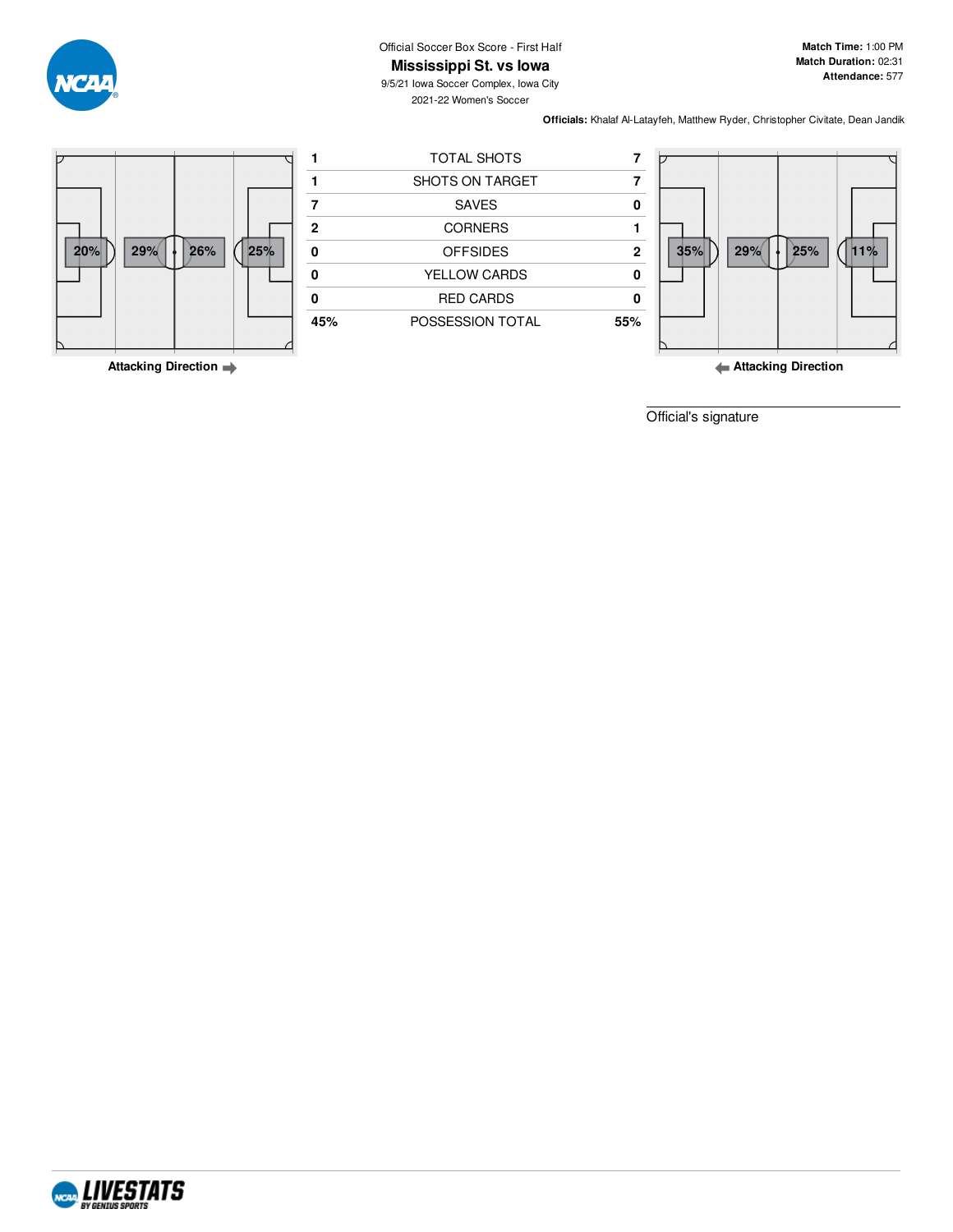Official Soccer Box Score - First Half

# Mississippi St. vs Iowa

9/5/21 Iowa Soccer Complex, Iowa City

2021-22 Women's Soccer

**Match Time:** 1:00 PM
**Match Duration:** 02:31
**Attendance:** 577

**Officials:** Khalaf Al-Latayfeh, Matthew Ryder, Christopher Civitate, Dean Jandik

20% | 29% | 26% | 25%

Attacking Direction →

| Mississippi St. | | Iowa |
|---|---|---|
| 1 | TOTAL SHOTS | 7 |
| 1 | SHOTS ON TARGET | 7 |
| 7 | SAVES | 0 |
| 2 | CORNERS | 1 |
| 0 | OFFSIDES | 2 |
| 0 | YELLOW CARDS | 0 |
| 0 | RED CARDS | 0 |
| 45% | POSSESSION TOTAL | 55% |

35% | 29% | 25% | 11%

← Attacking Direction

Official's signature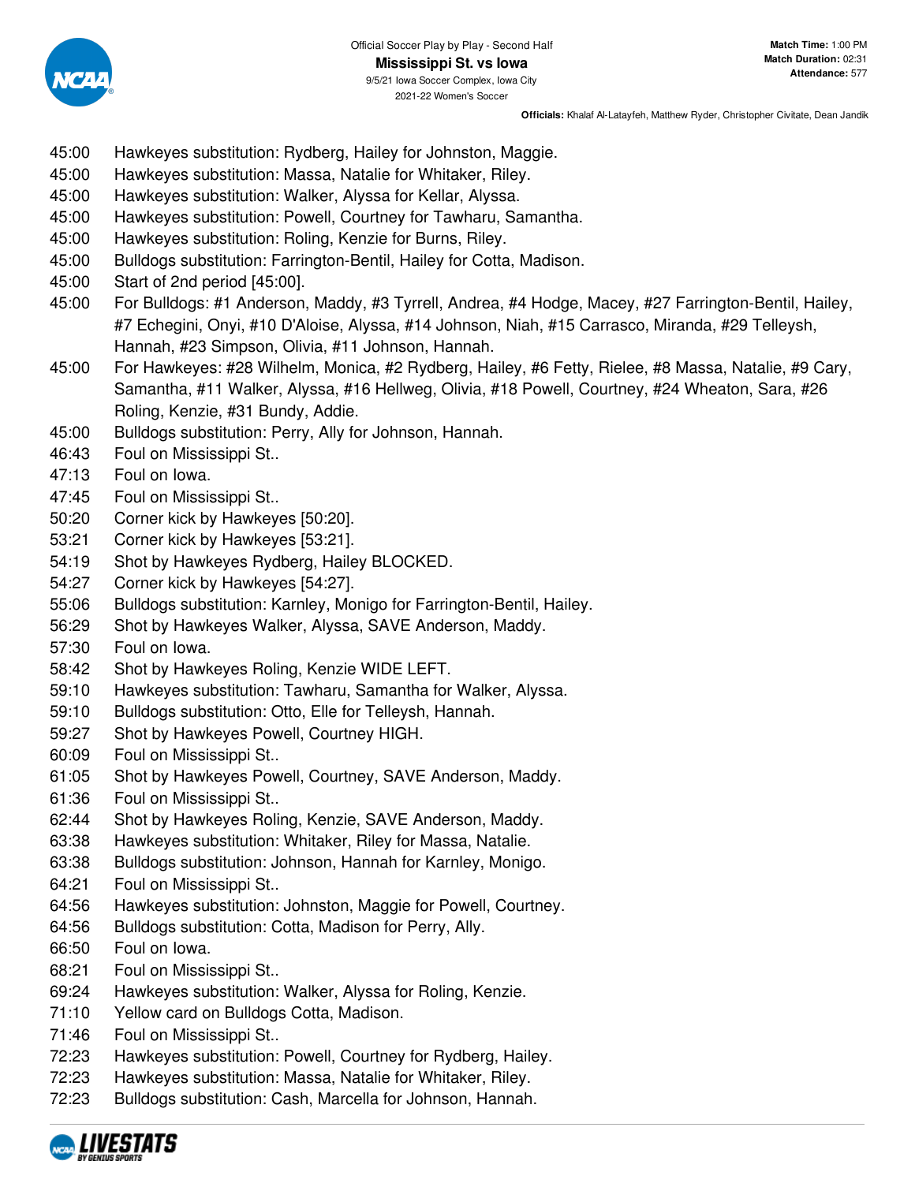Official Soccer Play by Play - Second Half

**Mississippi St. vs Iowa**

9/5/21 Iowa Soccer Complex, Iowa City

2021-22 Women's Soccer

**Match Time:** 1:00 PM
**Match Duration:** 02:31
**Attendance:** 577

**Officials:** Khalaf Al-Latayfeh, Matthew Ryder, Christopher Civitate, Dean Jandik

45:00 Hawkeyes substitution: Rydberg, Hailey for Johnston, Maggie.
45:00 Hawkeyes substitution: Massa, Natalie for Whitaker, Riley.
45:00 Hawkeyes substitution: Walker, Alyssa for Kellar, Alyssa.
45:00 Hawkeyes substitution: Powell, Courtney for Tawharu, Samantha.
45:00 Hawkeyes substitution: Roling, Kenzie for Burns, Riley.
45:00 Bulldogs substitution: Farrington-Bentil, Hailey for Cotta, Madison.
45:00 Start of 2nd period [45:00].
45:00 For Bulldogs: #1 Anderson, Maddy, #3 Tyrrell, Andrea, #4 Hodge, Macey, #27 Farrington-Bentil, Hailey, #7 Echegini, Onyi, #10 D'Aloise, Alyssa, #14 Johnson, Niah, #15 Carrasco, Miranda, #29 Telleysh, Hannah, #23 Simpson, Olivia, #11 Johnson, Hannah.
45:00 For Hawkeyes: #28 Wilhelm, Monica, #2 Rydberg, Hailey, #6 Fetty, Rielee, #8 Massa, Natalie, #9 Cary, Samantha, #11 Walker, Alyssa, #16 Hellweg, Olivia, #18 Powell, Courtney, #24 Wheaton, Sara, #26 Roling, Kenzie, #31 Bundy, Addie.
45:00 Bulldogs substitution: Perry, Ally for Johnson, Hannah.
46:43 Foul on Mississippi St..
47:13 Foul on Iowa.
47:45 Foul on Mississippi St..
50:20 Corner kick by Hawkeyes [50:20].
53:21 Corner kick by Hawkeyes [53:21].
54:19 Shot by Hawkeyes Rydberg, Hailey BLOCKED.
54:27 Corner kick by Hawkeyes [54:27].
55:06 Bulldogs substitution: Karnley, Monigo for Farrington-Bentil, Hailey.
56:29 Shot by Hawkeyes Walker, Alyssa, SAVE Anderson, Maddy.
57:30 Foul on Iowa.
58:42 Shot by Hawkeyes Roling, Kenzie WIDE LEFT.
59:10 Hawkeyes substitution: Tawharu, Samantha for Walker, Alyssa.
59:10 Bulldogs substitution: Otto, Elle for Telleysh, Hannah.
59:27 Shot by Hawkeyes Powell, Courtney HIGH.
60:09 Foul on Mississippi St..
61:05 Shot by Hawkeyes Powell, Courtney, SAVE Anderson, Maddy.
61:36 Foul on Mississippi St..
62:44 Shot by Hawkeyes Roling, Kenzie, SAVE Anderson, Maddy.
63:38 Hawkeyes substitution: Whitaker, Riley for Massa, Natalie.
63:38 Bulldogs substitution: Johnson, Hannah for Karnley, Monigo.
64:21 Foul on Mississippi St..
64:56 Hawkeyes substitution: Johnston, Maggie for Powell, Courtney.
64:56 Bulldogs substitution: Cotta, Madison for Perry, Ally.
66:50 Foul on Iowa.
68:21 Foul on Mississippi St..
69:24 Hawkeyes substitution: Walker, Alyssa for Roling, Kenzie.
71:10 Yellow card on Bulldogs Cotta, Madison.
71:46 Foul on Mississippi St..
72:23 Hawkeyes substitution: Powell, Courtney for Rydberg, Hailey.
72:23 Hawkeyes substitution: Massa, Natalie for Whitaker, Riley.
72:23 Bulldogs substitution: Cash, Marcella for Johnson, Hannah.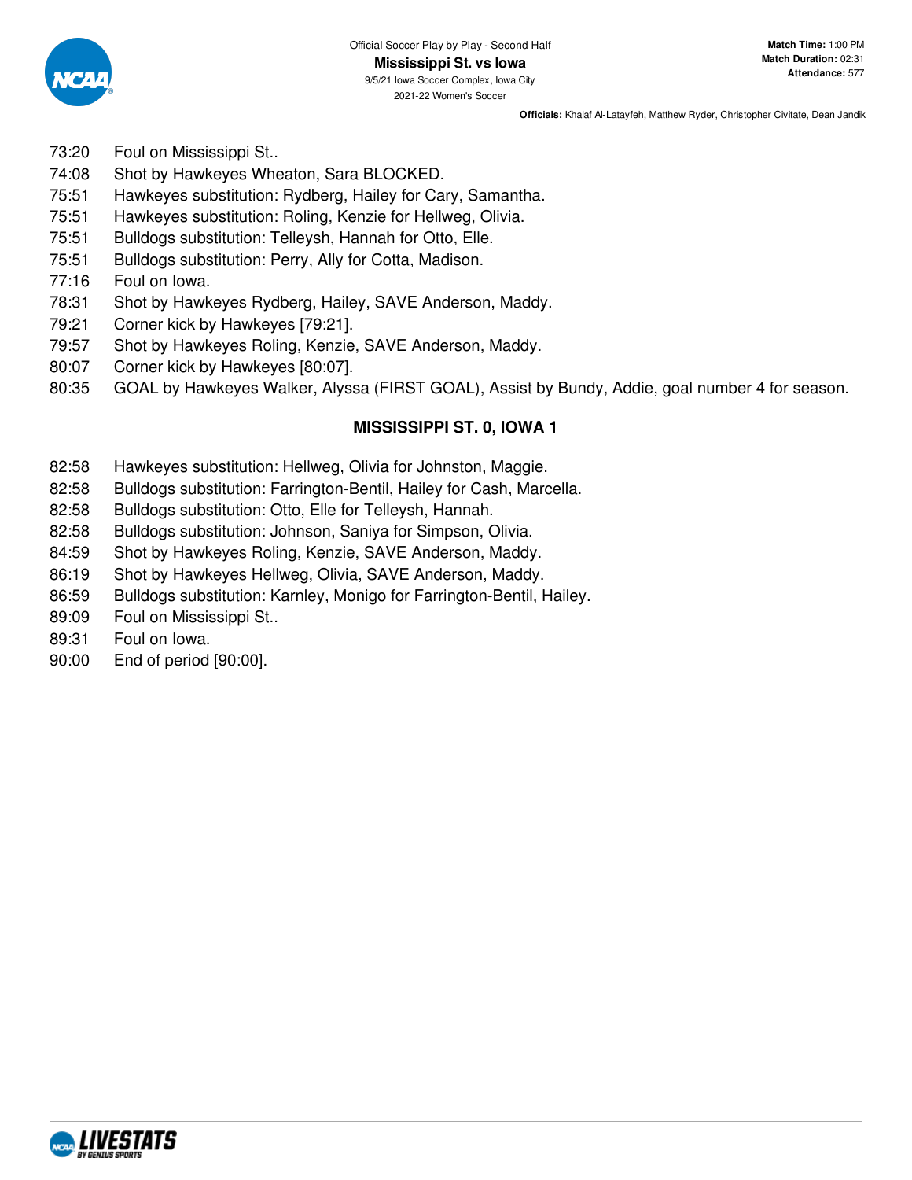73:20 Foul on Mississippi St..
74:08 Shot by Hawkeyes Wheaton, Sara BLOCKED.
75:51 Hawkeyes substitution: Rydberg, Hailey for Cary, Samantha.
75:51 Hawkeyes substitution: Roling, Kenzie for Hellweg, Olivia.
75:51 Bulldogs substitution: Telleysh, Hannah for Otto, Elle.
75:51 Bulldogs substitution: Perry, Ally for Cotta, Madison.
77:16 Foul on Iowa.
78:31 Shot by Hawkeyes Rydberg, Hailey, SAVE Anderson, Maddy.
79:21 Corner kick by Hawkeyes [79:21].
79:57 Shot by Hawkeyes Roling, Kenzie, SAVE Anderson, Maddy.
80:07 Corner kick by Hawkeyes [80:07].
80:35 GOAL by Hawkeyes Walker, Alyssa (FIRST GOAL), Assist by Bundy, Addie, goal number 4 for season.

**MISSISSIPPI ST. 0, IOWA 1**

82:58 Hawkeyes substitution: Hellweg, Olivia for Johnston, Maggie.
82:58 Bulldogs substitution: Farrington-Bentil, Hailey for Cash, Marcella.
82:58 Bulldogs substitution: Otto, Elle for Telleysh, Hannah.
82:58 Bulldogs substitution: Johnson, Saniya for Simpson, Olivia.
84:59 Shot by Hawkeyes Roling, Kenzie, SAVE Anderson, Maddy.
86:19 Shot by Hawkeyes Hellweg, Olivia, SAVE Anderson, Maddy.
86:59 Bulldogs substitution: Karnley, Monigo for Farrington-Bentil, Hailey.
89:09 Foul on Mississippi St..
89:31 Foul on Iowa.
90:00 End of period [90:00].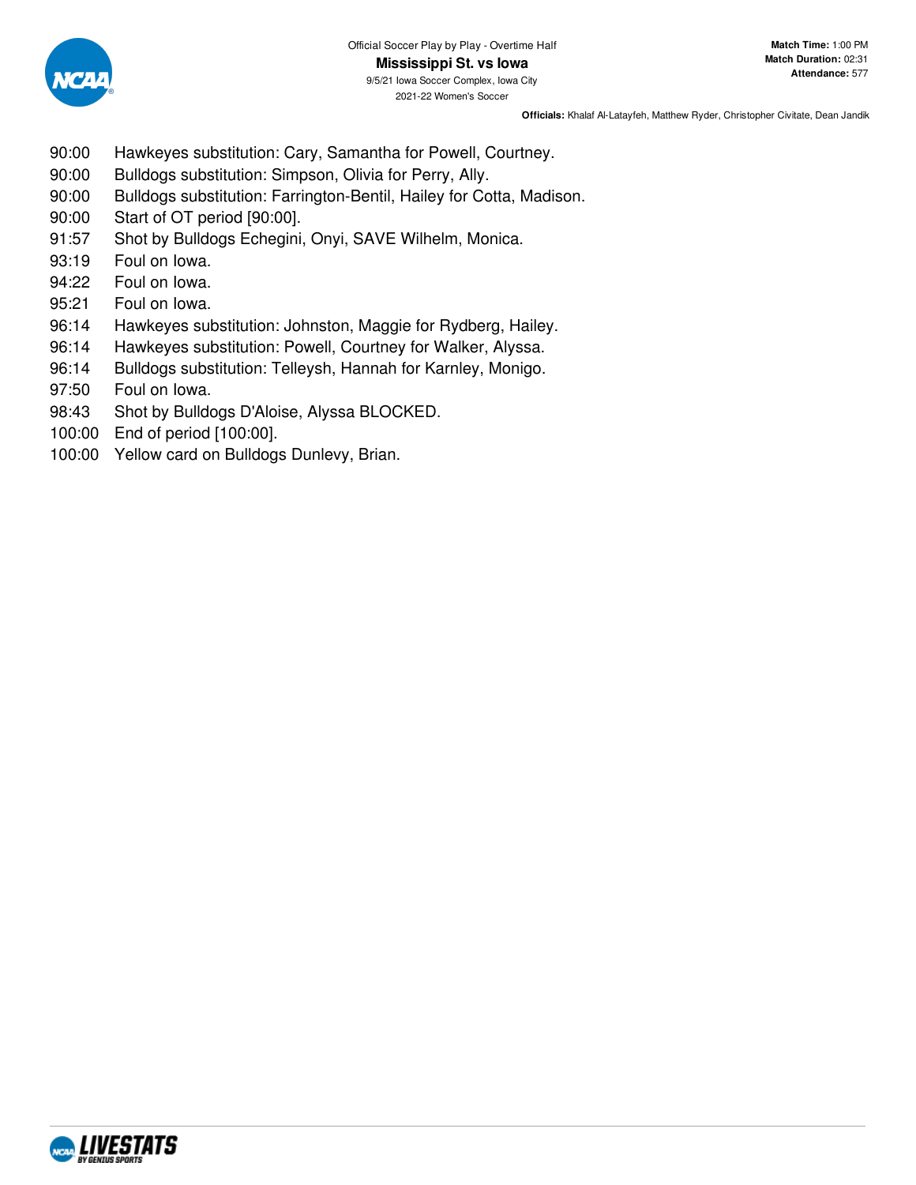Official Soccer Play by Play - Overtime Half

**Mississippi St. vs Iowa**

9/5/21 Iowa Soccer Complex, Iowa City

2021-22 Women's Soccer

**Match Time:** 1:00 PM
**Match Duration:** 02:31
**Attendance:** 577

**Officials:** Khalaf Al-Latayfeh, Matthew Ryder, Christopher Civitate, Dean Jandik

| Time | Play |
|---|---|
| 90:00 | Hawkeyes substitution: Cary, Samantha for Powell, Courtney. |
| 90:00 | Bulldogs substitution: Simpson, Olivia for Perry, Ally. |
| 90:00 | Bulldogs substitution: Farrington-Bentil, Hailey for Cotta, Madison. |
| 90:00 | Start of OT period [90:00]. |
| 91:57 | Shot by Bulldogs Echegini, Onyi, SAVE Wilhelm, Monica. |
| 93:19 | Foul on Iowa. |
| 94:22 | Foul on Iowa. |
| 95:21 | Foul on Iowa. |
| 96:14 | Hawkeyes substitution: Johnston, Maggie for Rydberg, Hailey. |
| 96:14 | Hawkeyes substitution: Powell, Courtney for Walker, Alyssa. |
| 96:14 | Bulldogs substitution: Telleysh, Hannah for Karnley, Monigo. |
| 97:50 | Foul on Iowa. |
| 98:43 | Shot by Bulldogs D'Aloise, Alyssa BLOCKED. |
| 100:00 | End of period [100:00]. |
| 100:00 | Yellow card on Bulldogs Dunlevy, Brian. |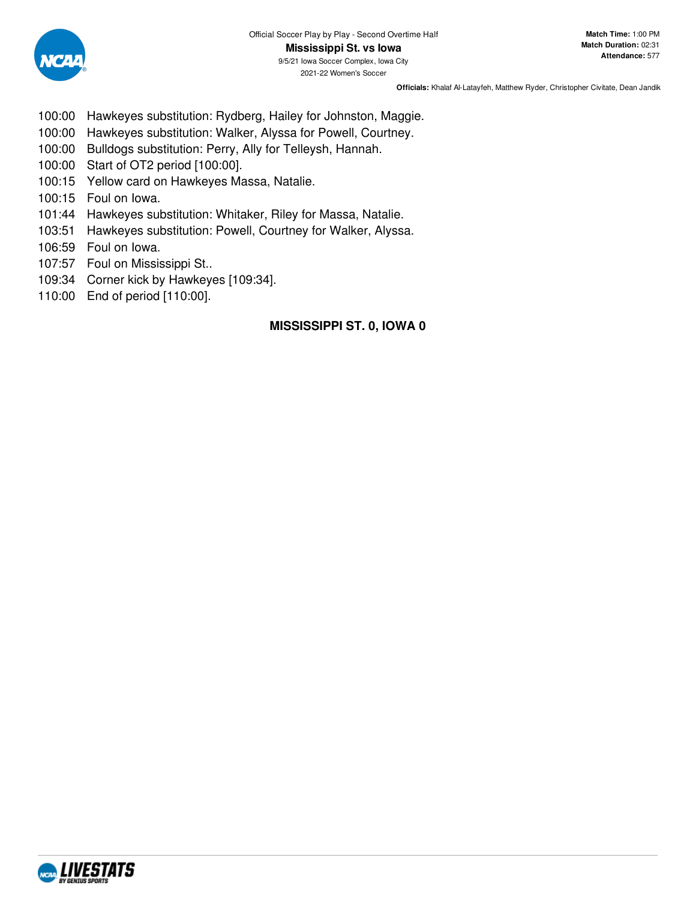Official Soccer Play by Play - Second Overtime Half

**Mississippi St. vs Iowa**

9/5/21 Iowa Soccer Complex, Iowa City

2021-22 Women's Soccer

**Match Time:** 1:00 PM
**Match Duration:** 02:31
**Attendance:** 577

**Officials:** Khalaf Al-Latayfeh, Matthew Ryder, Christopher Civitate, Dean Jandik

100:00 Hawkeyes substitution: Rydberg, Hailey for Johnston, Maggie.
100:00 Hawkeyes substitution: Walker, Alyssa for Powell, Courtney.
100:00 Bulldogs substitution: Perry, Ally for Telleysh, Hannah.
100:00 Start of OT2 period [100:00].
100:15 Yellow card on Hawkeyes Massa, Natalie.
100:15 Foul on Iowa.
101:44 Hawkeyes substitution: Whitaker, Riley for Massa, Natalie.
103:51 Hawkeyes substitution: Powell, Courtney for Walker, Alyssa.
106:59 Foul on Iowa.
107:57 Foul on Mississippi St..
109:34 Corner kick by Hawkeyes [109:34].
110:00 End of period [110:00].

**MISSISSIPPI ST. 0, IOWA 0**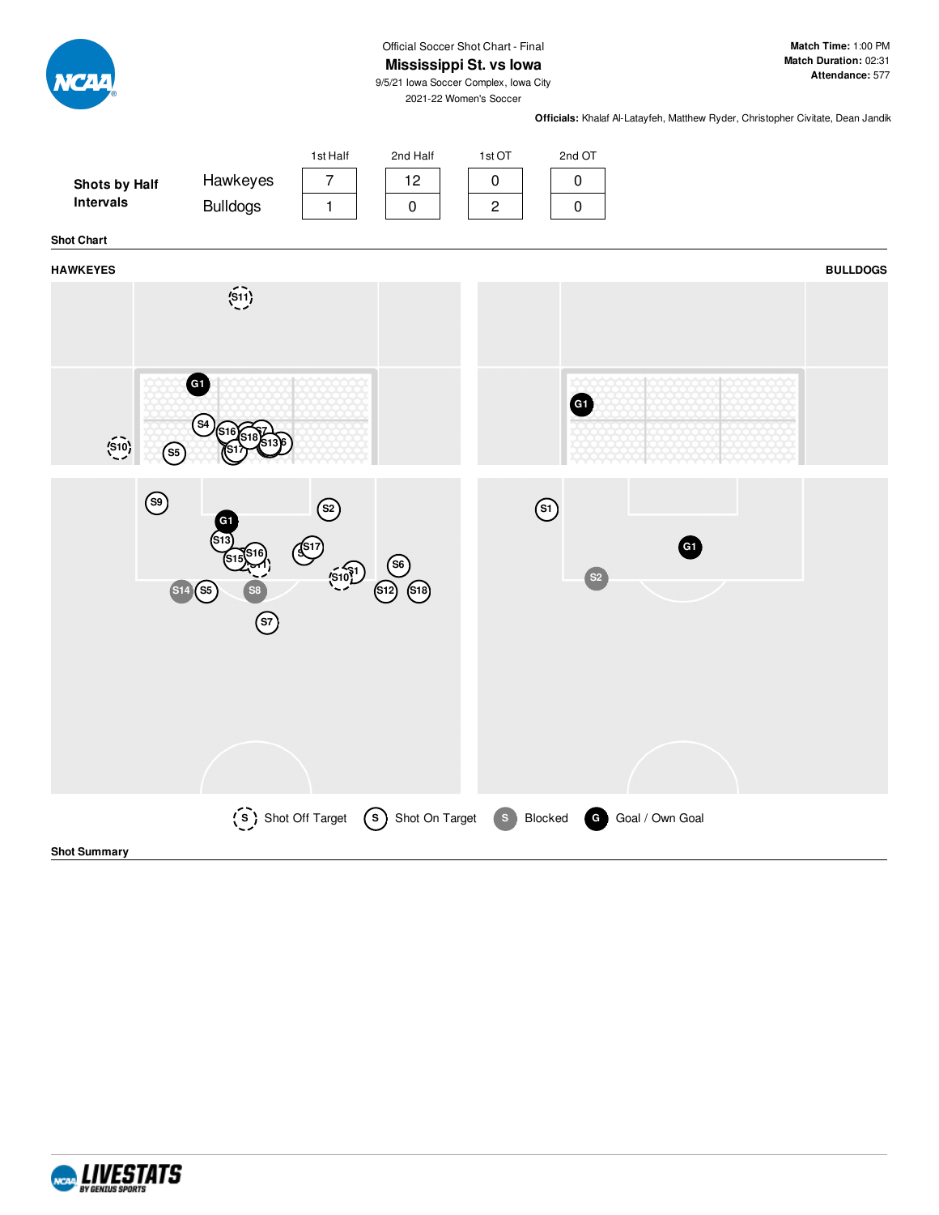Official Soccer Shot Chart - Final

# Mississippi St. vs Iowa

9/5/21 Iowa Soccer Complex, Iowa City

2021-22 Women's Soccer

**Match Time:** 1:00 PM
**Match Duration:** 02:31
**Attendance:** 577

**Officials:** Khalaf Al-Latayfeh, Matthew Ryder, Christopher Civitate, Dean Jandik

**Shots by Half Intervals**

| | 1st Half | 2nd Half | 1st OT | 2nd OT |
|---|---|---|---|---|
| Hawkeyes | 7 | 12 | 0 | 0 |
| Bulldogs | 1 | 0 | 2 | 0 |

**Shot Chart**

**HAWKEYES** **BULLDOGS**

Shot Off Target | Shot On Target | Blocked | Goal / Own Goal

**Shot Summary**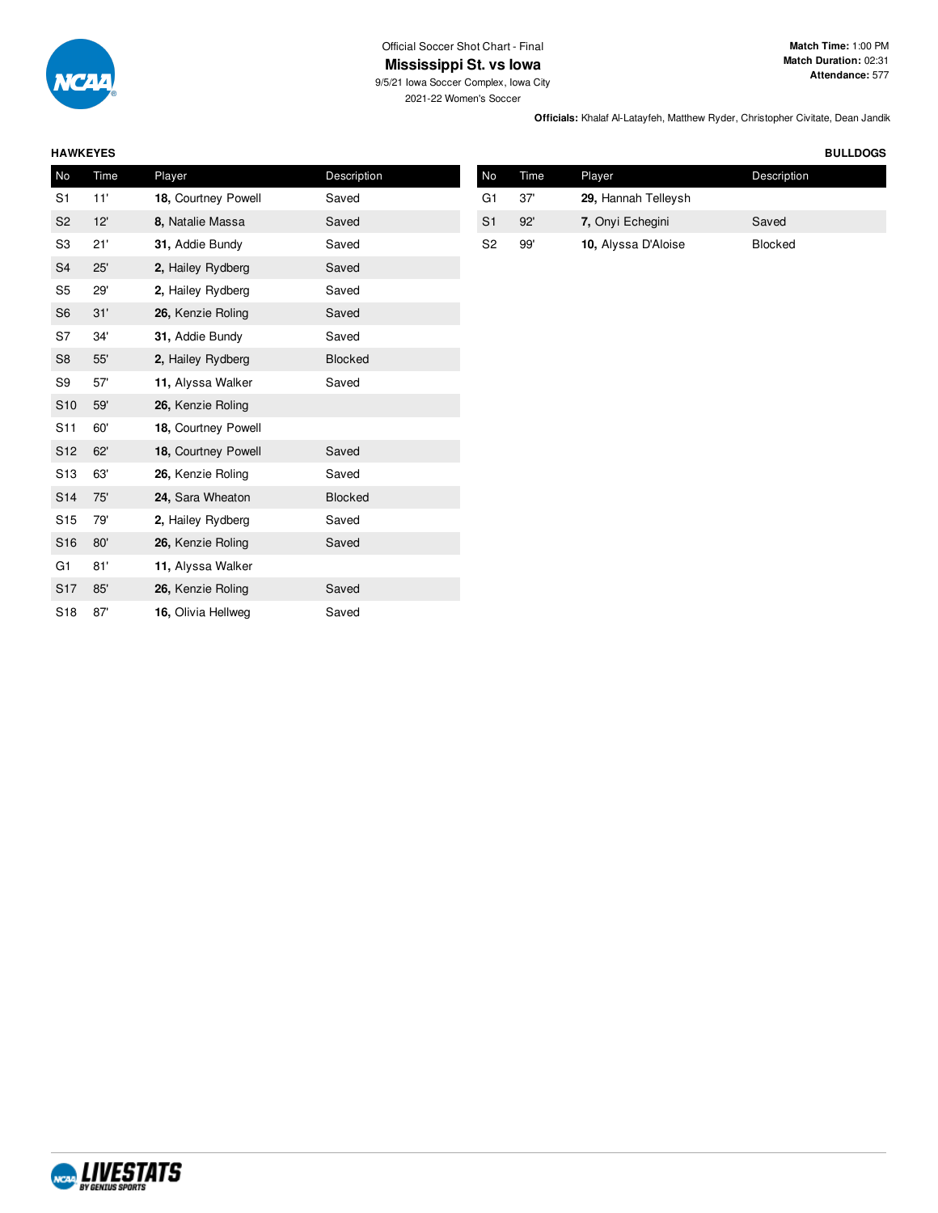Official Soccer Shot Chart - Final

**Mississippi St. vs Iowa**

9/5/21 Iowa Soccer Complex, Iowa City

2021-22 Women's Soccer

**Match Time:** 1:00 PM
**Match Duration:** 02:31
**Attendance:** 577

**Officials:** Khalaf Al-Latayfeh, Matthew Ryder, Christopher Civitate, Dean Jandik

**HAWKEYES**

| No | Time | Player | Description |
|---|---|---|---|
| S1 | 11' | **18,** Courtney Powell | Saved |
| S2 | 12' | **8,** Natalie Massa | Saved |
| S3 | 21' | **31,** Addie Bundy | Saved |
| S4 | 25' | **2,** Hailey Rydberg | Saved |
| S5 | 29' | **2,** Hailey Rydberg | Saved |
| S6 | 31' | **26,** Kenzie Roling | Saved |
| S7 | 34' | **31,** Addie Bundy | Saved |
| S8 | 55' | **2,** Hailey Rydberg | Blocked |
| S9 | 57' | **11,** Alyssa Walker | Saved |
| S10 | 59' | **26,** Kenzie Roling | |
| S11 | 60' | **18,** Courtney Powell | |
| S12 | 62' | **18,** Courtney Powell | Saved |
| S13 | 63' | **26,** Kenzie Roling | Saved |
| S14 | 75' | **24,** Sara Wheaton | Blocked |
| S15 | 79' | **2,** Hailey Rydberg | Saved |
| S16 | 80' | **26,** Kenzie Roling | Saved |
| G1 | 81' | **11,** Alyssa Walker | |
| S17 | 85' | **26,** Kenzie Roling | Saved |
| S18 | 87' | **16,** Olivia Hellweg | Saved |

**BULLDOGS**

| No | Time | Player | Description |
|---|---|---|---|
| G1 | 37' | **29,** Hannah Telleysh | |
| S1 | 92' | **7,** Onyi Echegini | Saved |
| S2 | 99' | **10,** Alyssa D'Aloise | Blocked |